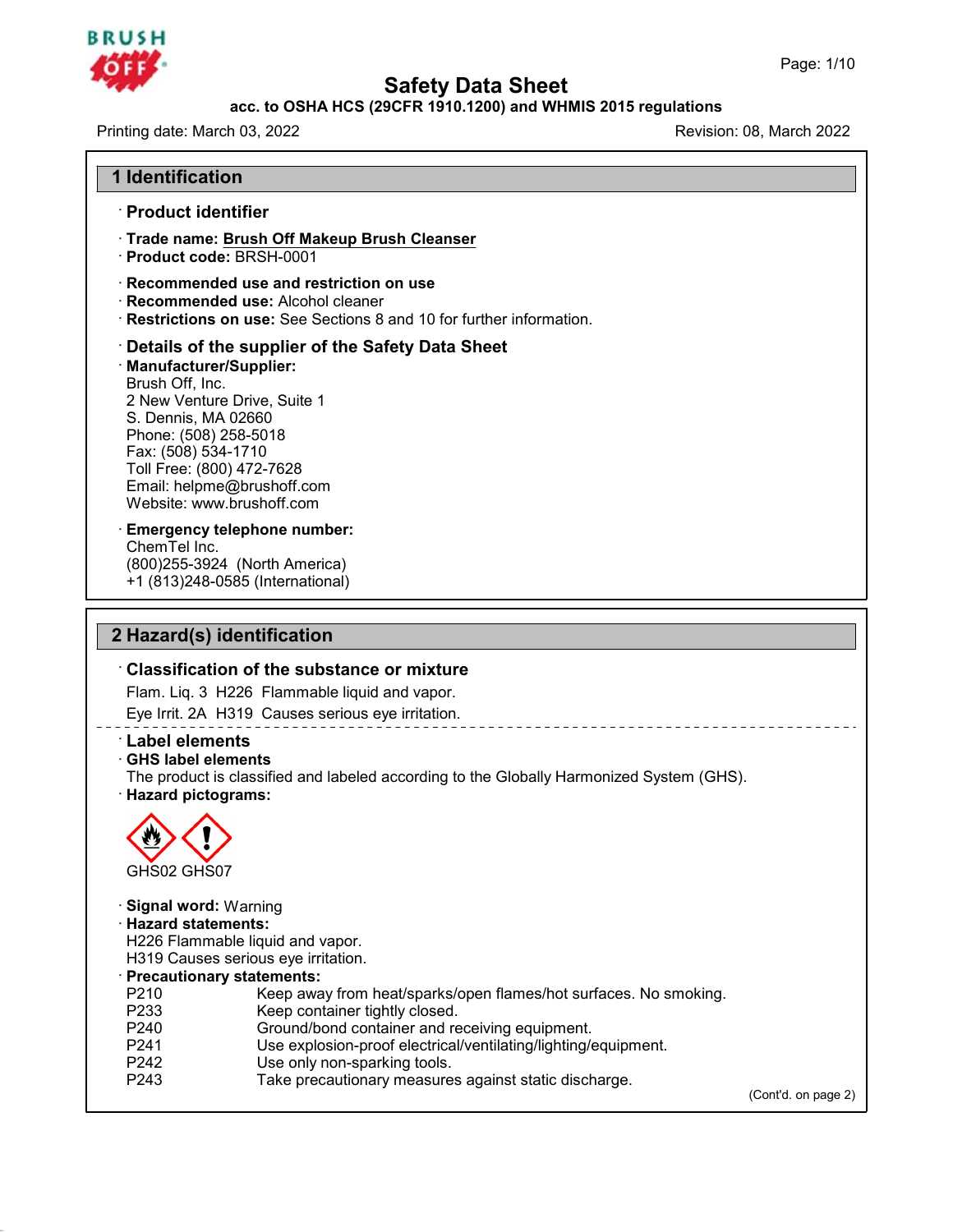# Safety Data Sheet

**acc. to OSHA HCS (29CFR 1910.1200) and WHMIS 2015 regulations**

Printing date: March 03, 2022 Revision: 08, March 2022

## 1 Identification

· **Product identifier**

· **Trade name: Brush Off Makeup Brush Cleanser**
· **Product code:** BRSH-0001

· **Recommended use and restriction on use**
· **Recommended use:** Alcohol cleaner
· **Restrictions on use:** See Sections 8 and 10 for further information.

· **Details of the supplier of the Safety Data Sheet**
· **Manufacturer/Supplier:**
Brush Off, Inc.
2 New Venture Drive, Suite 1
S. Dennis, MA 02660
Phone: (508) 258-5018
Fax: (508) 534-1710
Toll Free: (800) 472-7628
Email: helpme@brushoff.com
Website: www.brushoff.com

· **Emergency telephone number:**
ChemTel Inc.
(800)255-3924 (North America)
+1 (813)248-0585 (International)

## 2 Hazard(s) identification

· **Classification of the substance or mixture**
Flam. Liq. 3 H226 Flammable liquid and vapor.
Eye Irrit. 2A H319 Causes serious eye irritation.

· **Label elements**
· **GHS label elements**
The product is classified and labeled according to the Globally Harmonized System (GHS).
· **Hazard pictograms:**

GHS02 GHS07

· **Signal word:** Warning
· **Hazard statements:**
H226 Flammable liquid and vapor.
H319 Causes serious eye irritation.
· **Precautionary statements:**

| | |
|---|---|
| P210 | Keep away from heat/sparks/open flames/hot surfaces. No smoking. |
| P233 | Keep container tightly closed. |
| P240 | Ground/bond container and receiving equipment. |
| P241 | Use explosion-proof electrical/ventilating/lighting/equipment. |
| P242 | Use only non-sparking tools. |
| P243 | Take precautionary measures against static discharge. |

(Cont'd. on page 2)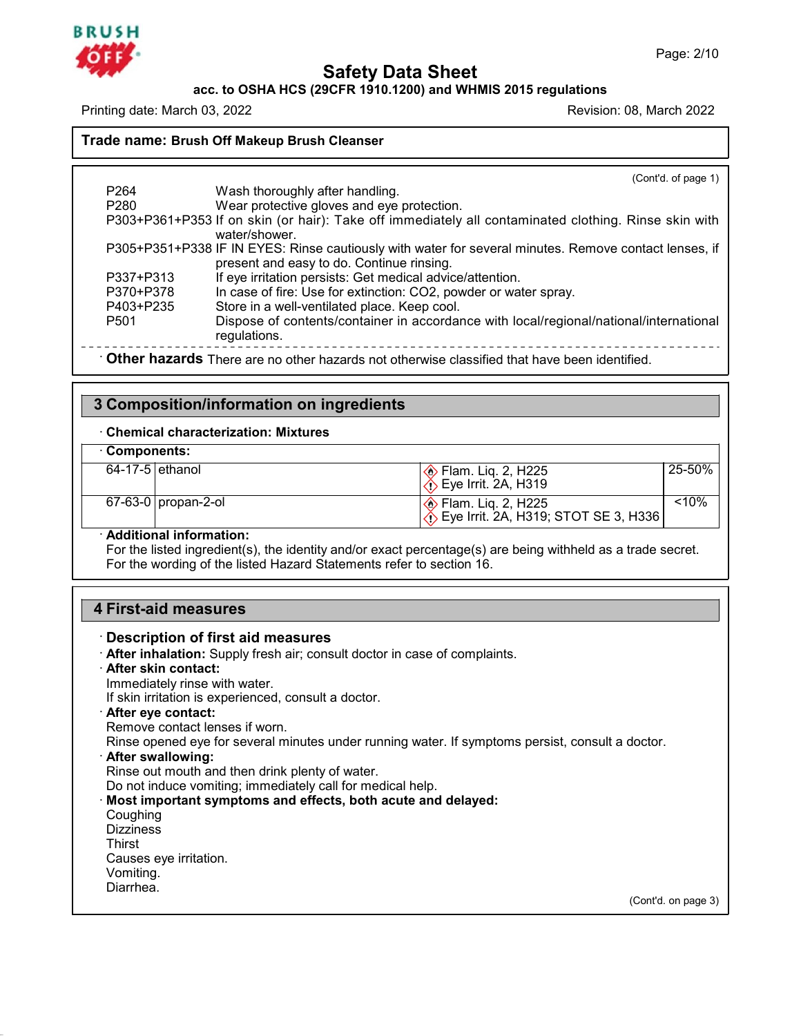Trade name: **Brush Off Makeup Brush Cleanser**

(Cont'd. of page 1)

| | |
|---|---|
| P264 | Wash thoroughly after handling. |
| P280 | Wear protective gloves and eye protection. |
| P303+P361+P353 | If on skin (or hair): Take off immediately all contaminated clothing. Rinse skin with water/shower. |
| P305+P351+P338 | IF IN EYES: Rinse cautiously with water for several minutes. Remove contact lenses, if present and easy to do. Continue rinsing. |
| P337+P313 | If eye irritation persists: Get medical advice/attention. |
| P370+P378 | In case of fire: Use for extinction: $CO_2$, powder or water spray. |
| P403+P235 | Store in a well-ventilated place. Keep cool. |
| P501 | Dispose of contents/container in accordance with local/regional/national/international regulations. |

· **Other hazards** There are no other hazards not otherwise classified that have been identified.

## 3 Composition/information on ingredients

· **Chemical characterization: Mixtures**

· **Components:**

| CAS | Name | Classification | Concentration |
|---|---|---|---|
| 64-17-5 | ethanol | Flam. Liq. 2, H225; Eye Irrit. 2A, H319 | 25-50% |
| 67-63-0 | propan-2-ol | Flam. Liq. 2, H225; Eye Irrit. 2A, H319; STOT SE 3, H336 | <10% |

· **Additional information:**
For the listed ingredient(s), the identity and/or exact percentage(s) are being withheld as a trade secret.
For the wording of the listed Hazard Statements refer to section 16.

## 4 First-aid measures

· **Description of first aid measures**

· **After inhalation:** Supply fresh air; consult doctor in case of complaints.

· **After skin contact:**
Immediately rinse with water.
If skin irritation is experienced, consult a doctor.

· **After eye contact:**
Remove contact lenses if worn.
Rinse opened eye for several minutes under running water. If symptoms persist, consult a doctor.

· **After swallowing:**
Rinse out mouth and then drink plenty of water.
Do not induce vomiting; immediately call for medical help.

· **Most important symptoms and effects, both acute and delayed:**
Coughing
Dizziness
Thirst
Causes eye irritation.
Vomiting.
Diarrhea.

(Cont'd. on page 3)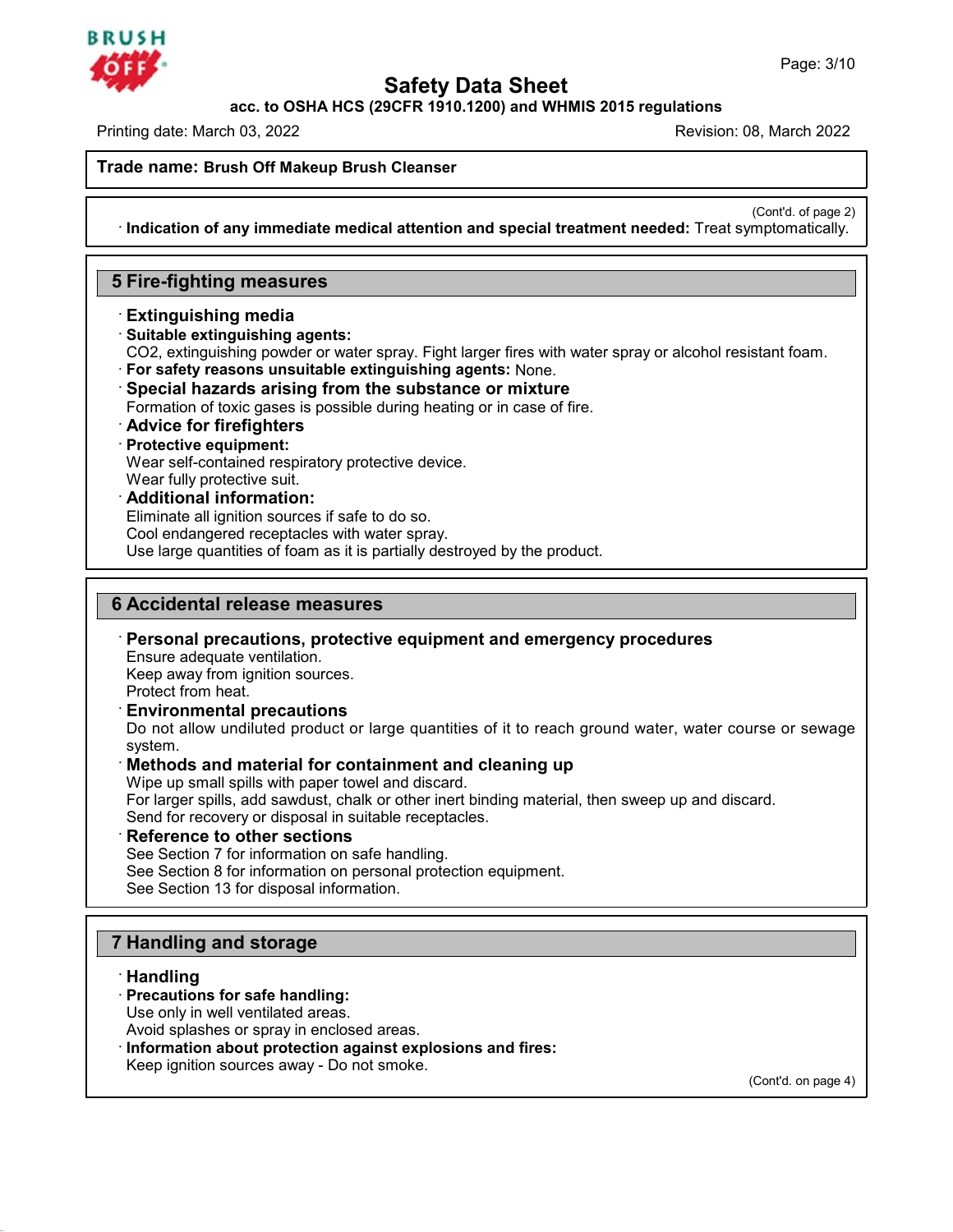**Trade name: Brush Off Makeup Brush Cleanser**

(Cont'd. of page 2)

· **Indication of any immediate medical attention and special treatment needed:** Treat symptomatically.

## 5 Fire-fighting measures

· **Extinguishing media**

· **Suitable extinguishing agents:**
$CO_2$, extinguishing powder or water spray. Fight larger fires with water spray or alcohol resistant foam.

· **For safety reasons unsuitable extinguishing agents:** None.

· **Special hazards arising from the substance or mixture**
Formation of toxic gases is possible during heating or in case of fire.

· **Advice for firefighters**

· **Protective equipment:**
Wear self-contained respiratory protective device.
Wear fully protective suit.

· **Additional information:**
Eliminate all ignition sources if safe to do so.
Cool endangered receptacles with water spray.
Use large quantities of foam as it is partially destroyed by the product.

## 6 Accidental release measures

· **Personal precautions, protective equipment and emergency procedures**
Ensure adequate ventilation.
Keep away from ignition sources.
Protect from heat.

· **Environmental precautions**
Do not allow undiluted product or large quantities of it to reach ground water, water course or sewage system.

· **Methods and material for containment and cleaning up**
Wipe up small spills with paper towel and discard.
For larger spills, add sawdust, chalk or other inert binding material, then sweep up and discard.
Send for recovery or disposal in suitable receptacles.

· **Reference to other sections**
See Section 7 for information on safe handling.
See Section 8 for information on personal protection equipment.
See Section 13 for disposal information.

## 7 Handling and storage

· **Handling**

· **Precautions for safe handling:**
Use only in well ventilated areas.
Avoid splashes or spray in enclosed areas.

· **Information about protection against explosions and fires:**
Keep ignition sources away - Do not smoke.

(Cont'd. on page 4)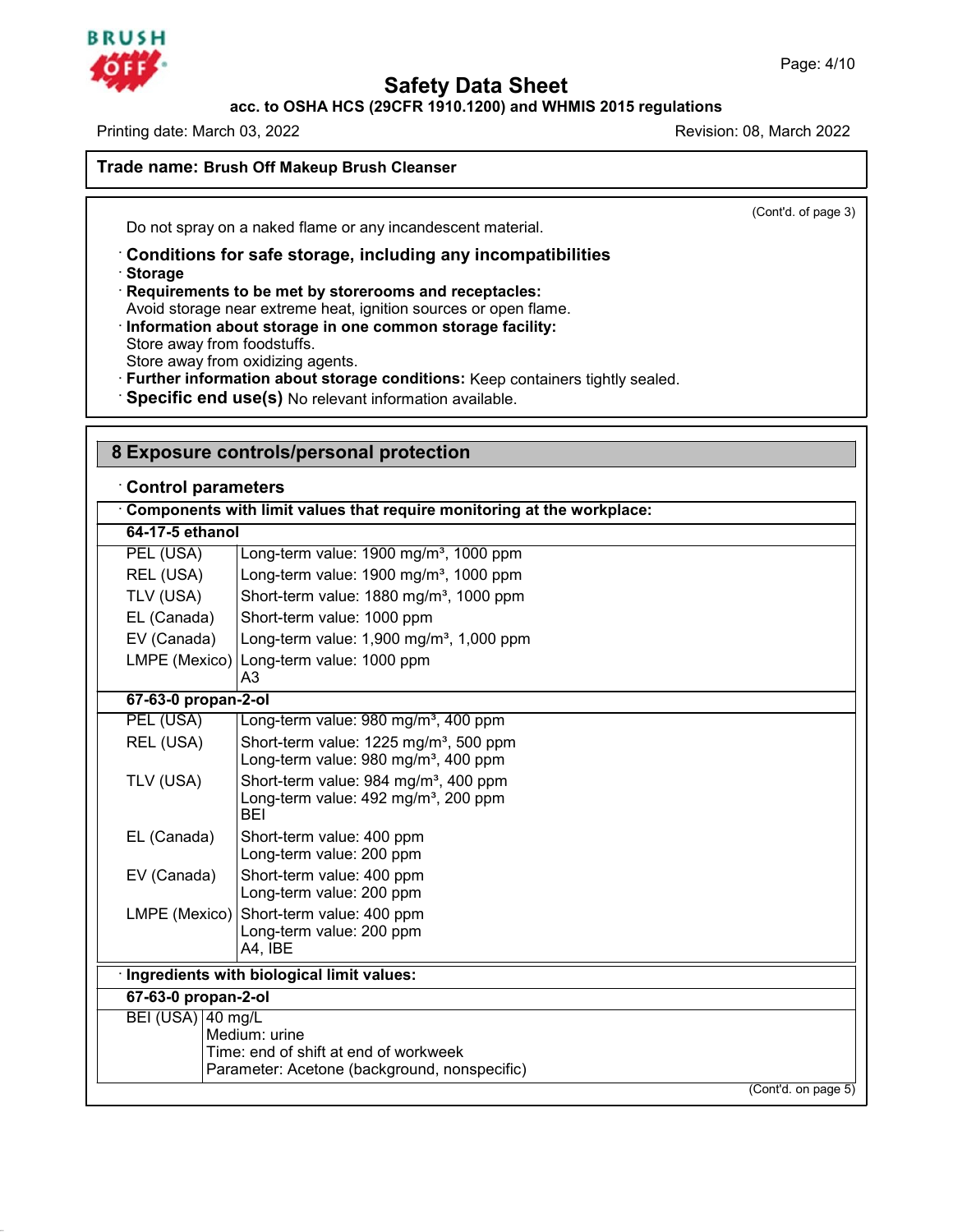## Safety Data Sheet

**acc. to OSHA HCS (29CFR 1910.1200) and WHMIS 2015 regulations**

Printing date: March 03, 2022 | Revision: 08, March 2022

**Trade name: Brush Off Makeup Brush Cleanser**

(Cont'd. of page 3)

Do not spray on a naked flame or any incandescent material.

· **Conditions for safe storage, including any incompatibilities**

· **Storage**

· **Requirements to be met by storerooms and receptacles:**
Avoid storage near extreme heat, ignition sources or open flame.

· **Information about storage in one common storage facility:**
Store away from foodstuffs.
Store away from oxidizing agents.

· **Further information about storage conditions:** Keep containers tightly sealed.

· **Specific end use(s)** No relevant information available.

## 8 Exposure controls/personal protection

· **Control parameters**

· **Components with limit values that require monitoring at the workplace:**

| **64-17-5 ethanol** | |
|---|---|
| PEL (USA) | Long-term value: 1900 mg/m³, 1000 ppm |
| REL (USA) | Long-term value: 1900 mg/m³, 1000 ppm |
| TLV (USA) | Short-term value: 1880 mg/m³, 1000 ppm |
| EL (Canada) | Short-term value: 1000 ppm |
| EV (Canada) | Long-term value: 1,900 mg/m³, 1,000 ppm |
| LMPE (Mexico) | Long-term value: 1000 ppm<br>A3 |
| **67-63-0 propan-2-ol** | |
| PEL (USA) | Long-term value: 980 mg/m³, 400 ppm |
| REL (USA) | Short-term value: 1225 mg/m³, 500 ppm<br>Long-term value: 980 mg/m³, 400 ppm |
| TLV (USA) | Short-term value: 984 mg/m³, 400 ppm<br>Long-term value: 492 mg/m³, 200 ppm<br>BEI |
| EL (Canada) | Short-term value: 400 ppm<br>Long-term value: 200 ppm |
| EV (Canada) | Short-term value: 400 ppm<br>Long-term value: 200 ppm |
| LMPE (Mexico) | Short-term value: 400 ppm<br>Long-term value: 200 ppm<br>A4, IBE |

· **Ingredients with biological limit values:**

| **67-63-0 propan-2-ol** | |
|---|---|
| BEI (USA) | 40 mg/L<br>Medium: urine<br>Time: end of shift at end of workweek<br>Parameter: Acetone (background, nonspecific) |

(Cont'd. on page 5)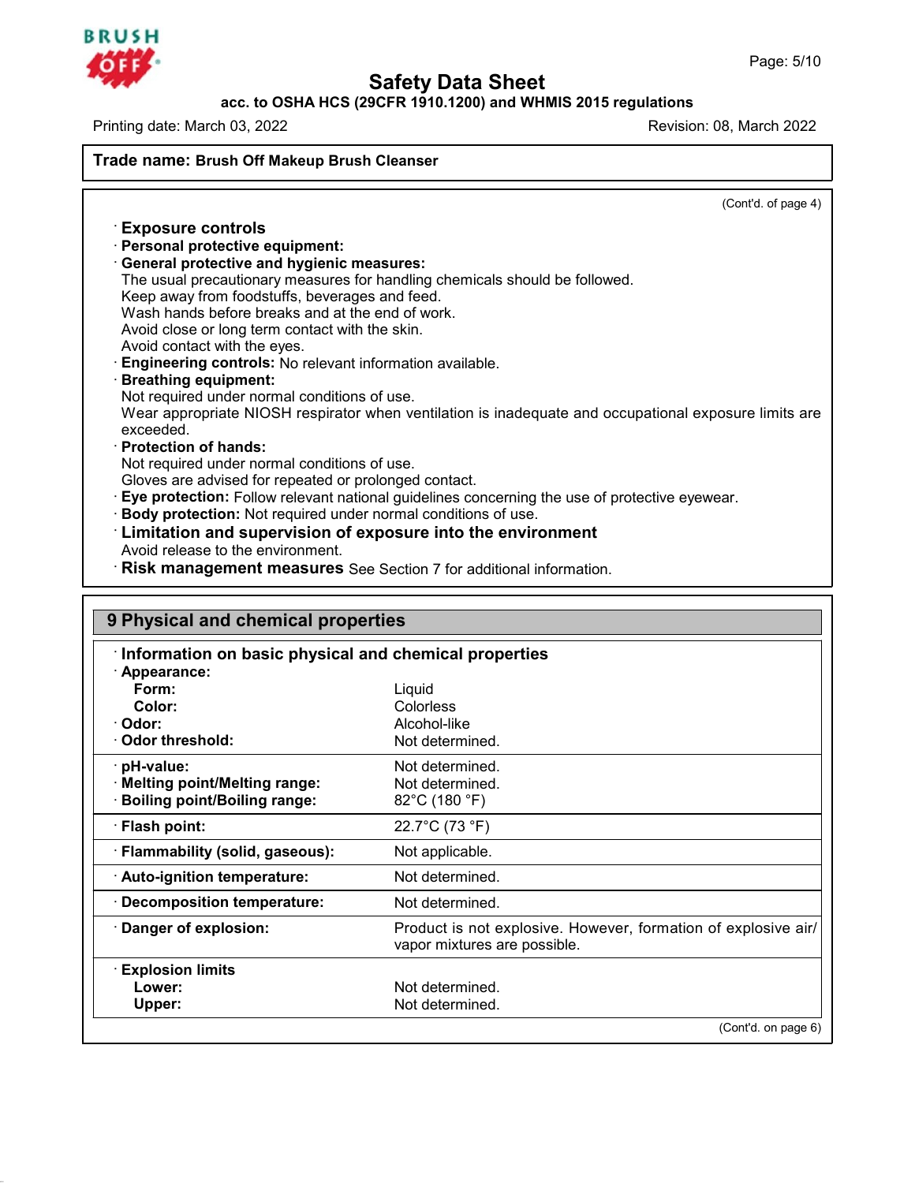**Trade name: Brush Off Makeup Brush Cleanser**

(Cont'd. of page 4)

· **Exposure controls**
· **Personal protective equipment:**
· **General protective and hygienic measures:**
The usual precautionary measures for handling chemicals should be followed.
Keep away from foodstuffs, beverages and feed.
Wash hands before breaks and at the end of work.
Avoid close or long term contact with the skin.
Avoid contact with the eyes.
· **Engineering controls:** No relevant information available.
· **Breathing equipment:**
Not required under normal conditions of use.
Wear appropriate NIOSH respirator when ventilation is inadequate and occupational exposure limits are exceeded.
· **Protection of hands:**
Not required under normal conditions of use.
Gloves are advised for repeated or prolonged contact.
· **Eye protection:** Follow relevant national guidelines concerning the use of protective eyewear.
· **Body protection:** Not required under normal conditions of use.
· **Limitation and supervision of exposure into the environment**
Avoid release to the environment.
· **Risk management measures** See Section 7 for additional information.

## 9 Physical and chemical properties

· **Information on basic physical and chemical properties**

| Property | Value |
|---|---|
| · **Appearance:** | |
| **Form:** | Liquid |
| **Color:** | Colorless |
| · **Odor:** | Alcohol-like |
| · **Odor threshold:** | Not determined. |
| · **pH-value:** | Not determined. |
| · **Melting point/Melting range:** | Not determined. |
| · **Boiling point/Boiling range:** | 82°C (180 °F) |
| · **Flash point:** | 22.7°C (73 °F) |
| · **Flammability (solid, gaseous):** | Not applicable. |
| · **Auto-ignition temperature:** | Not determined. |
| · **Decomposition temperature:** | Not determined. |
| · **Danger of explosion:** | Product is not explosive. However, formation of explosive air/vapor mixtures are possible. |
| · **Explosion limits** | |
| **Lower:** | Not determined. |
| **Upper:** | Not determined. |

(Cont'd. on page 6)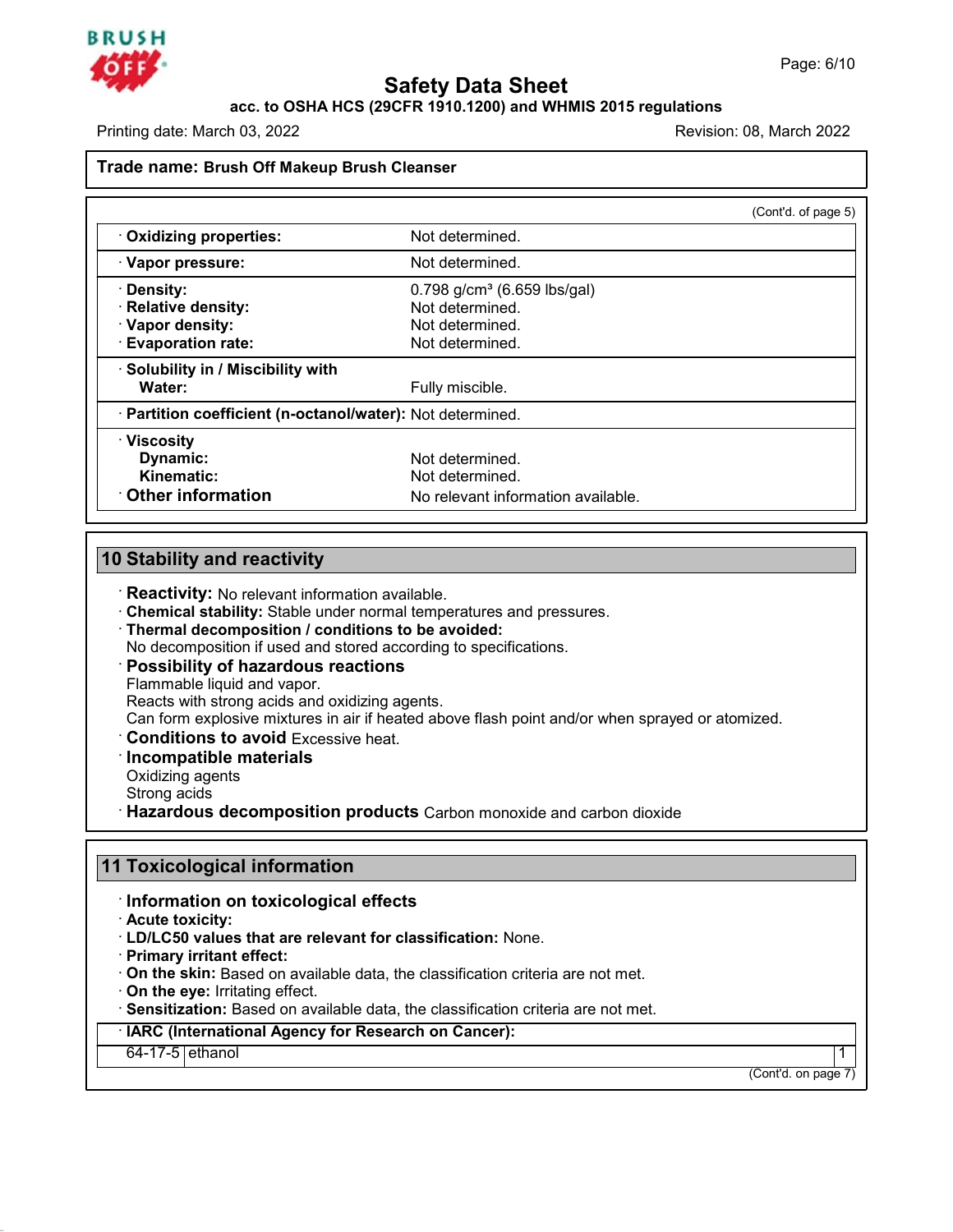**Trade name: Brush Off Makeup Brush Cleanser**

(Cont'd. of page 5)

| | |
|---|---|
| · **Oxidizing properties:** | Not determined. |
| · **Vapor pressure:** | Not determined. |
| · **Density:** | 0.798 g/cm³ (6.659 lbs/gal) |
| · **Relative density:** | Not determined. |
| · **Vapor density:** | Not determined. |
| · **Evaporation rate:** | Not determined. |
| · **Solubility in / Miscibility with Water:** | Fully miscible. |
| · **Partition coefficient (n-octanol/water):** | Not determined. |
| · **Viscosity Dynamic:** | Not determined. |
| **Kinematic:** | Not determined. |
| · **Other information** | No relevant information available. |

## 10 Stability and reactivity

· **Reactivity:** No relevant information available.
· **Chemical stability:** Stable under normal temperatures and pressures.
· **Thermal decomposition / conditions to be avoided:**
No decomposition if used and stored according to specifications.
· **Possibility of hazardous reactions**
Flammable liquid and vapor.
Reacts with strong acids and oxidizing agents.
Can form explosive mixtures in air if heated above flash point and/or when sprayed or atomized.
· **Conditions to avoid** Excessive heat.
· **Incompatible materials**
Oxidizing agents
Strong acids
· **Hazardous decomposition products** Carbon monoxide and carbon dioxide

## 11 Toxicological information

· **Information on toxicological effects**
· **Acute toxicity:**
· **LD/LC50 values that are relevant for classification:** None.
· **Primary irritant effect:**
· **On the skin:** Based on available data, the classification criteria are not met.
· **On the eye:** Irritating effect.
· **Sensitization:** Based on available data, the classification criteria are not met.

| · **IARC (International Agency for Research on Cancer):** | | |
|---|---|---|
| 64-17-5 | ethanol | 1 |

(Cont'd. on page 7)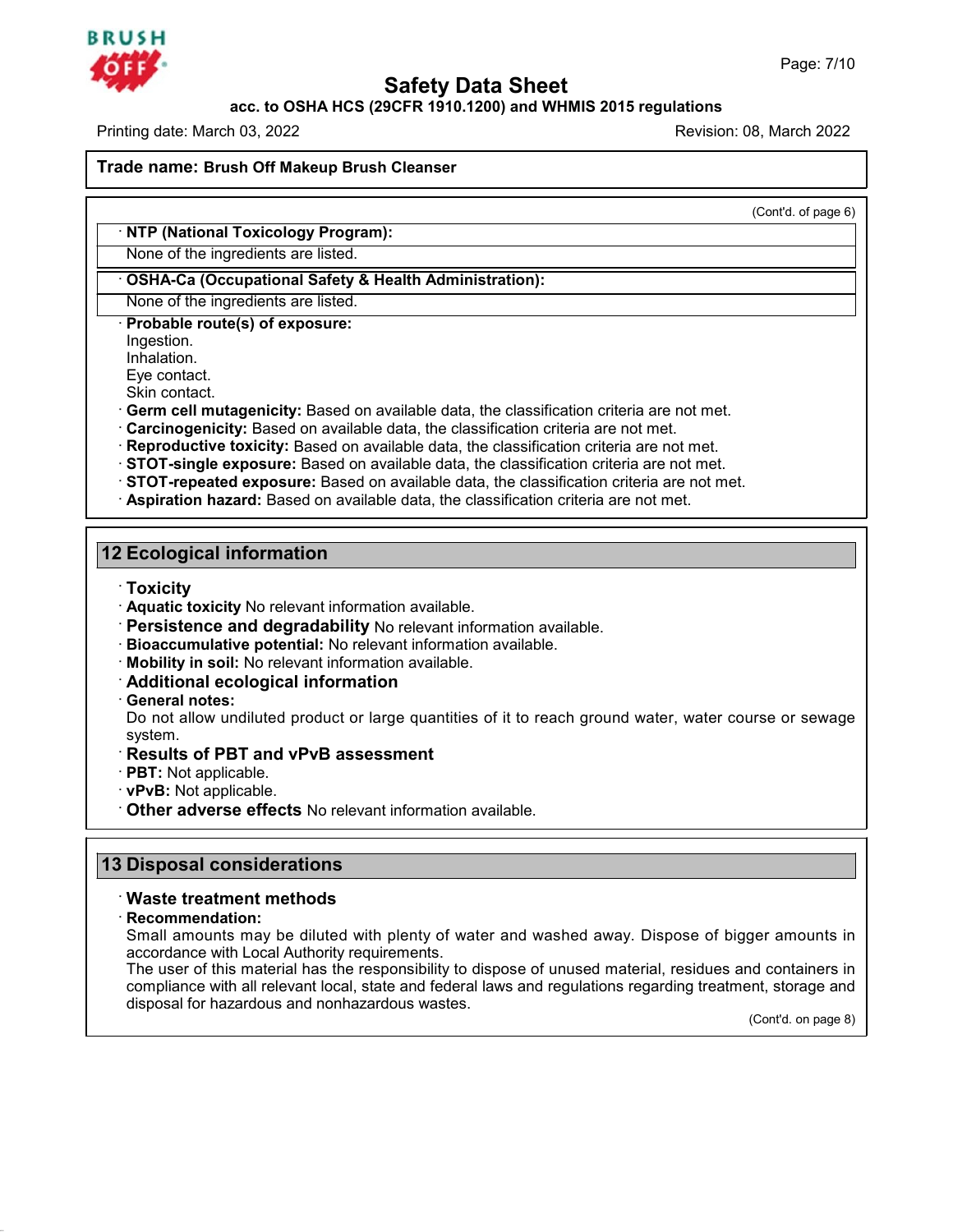**Safety Data Sheet**

**acc. to OSHA HCS (29CFR 1910.1200) and WHMIS 2015 regulations**

Printing date: March 03, 2022 Revision: 08, March 2022

**Trade name: Brush Off Makeup Brush Cleanser**

(Cont'd. of page 6)

· **NTP (National Toxicology Program):**

None of the ingredients are listed.

· **OSHA-Ca (Occupational Safety & Health Administration):**

None of the ingredients are listed.

· **Probable route(s) of exposure:**
Ingestion.
Inhalation.
Eye contact.
Skin contact.

· **Germ cell mutagenicity:** Based on available data, the classification criteria are not met.
· **Carcinogenicity:** Based on available data, the classification criteria are not met.
· **Reproductive toxicity:** Based on available data, the classification criteria are not met.
· **STOT-single exposure:** Based on available data, the classification criteria are not met.
· **STOT-repeated exposure:** Based on available data, the classification criteria are not met.
· **Aspiration hazard:** Based on available data, the classification criteria are not met.

## 12 Ecological information

· **Toxicity**
· **Aquatic toxicity** No relevant information available.
· **Persistence and degradability** No relevant information available.
· **Bioaccumulative potential:** No relevant information available.
· **Mobility in soil:** No relevant information available.
· **Additional ecological information**
· **General notes:**
Do not allow undiluted product or large quantities of it to reach ground water, water course or sewage system.
· **Results of PBT and vPvB assessment**
· **PBT:** Not applicable.
· **vPvB:** Not applicable.
· **Other adverse effects** No relevant information available.

## 13 Disposal considerations

· **Waste treatment methods**
· **Recommendation:**
Small amounts may be diluted with plenty of water and washed away. Dispose of bigger amounts in accordance with Local Authority requirements.
The user of this material has the responsibility to dispose of unused material, residues and containers in compliance with all relevant local, state and federal laws and regulations regarding treatment, storage and disposal for hazardous and nonhazardous wastes.

(Cont'd. on page 8)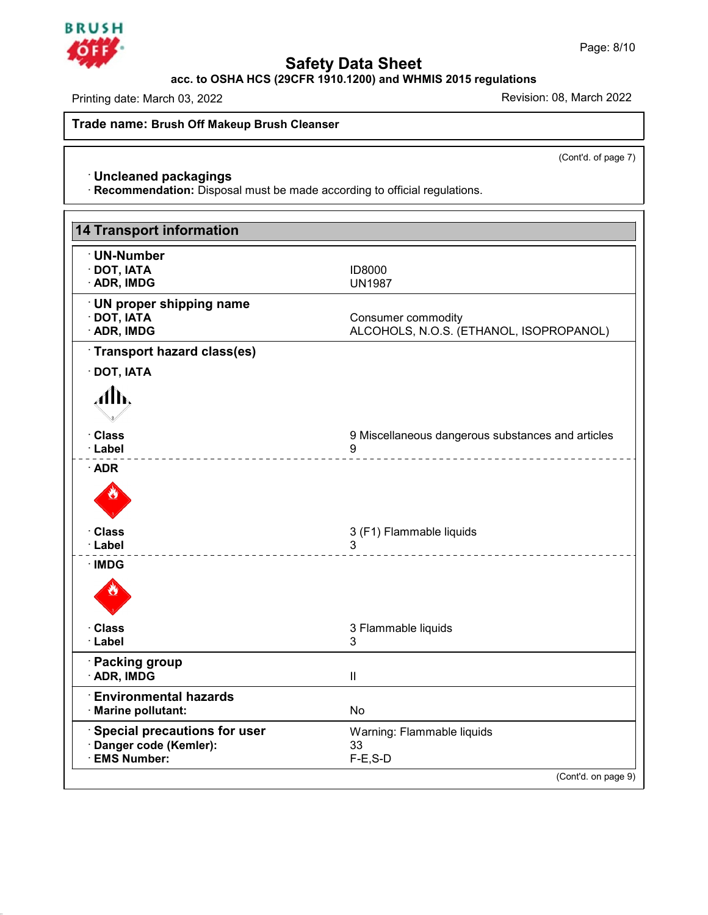Trade name: **Brush Off Makeup Brush Cleanser**

(Cont'd. of page 7)

· **Uncleaned packagings**
· **Recommendation:** Disposal must be made according to official regulations.

## 14 Transport information

· **UN-Number**

| | |
|---|---|
| · **DOT, IATA** | ID8000 |
| · **ADR, IMDG** | UN1987 |

· **UN proper shipping name**

| | |
|---|---|
| · **DOT, IATA** | Consumer commodity |
| · **ADR, IMDG** | ALCOHOLS, N.O.S. (ETHANOL, ISOPROPANOL) |

· **Transport hazard class(es)**

· **DOT, IATA**

| | |
|---|---|
| · **Class** | 9 Miscellaneous dangerous substances and articles |
| · **Label** | 9 |

· **ADR**

| | |
|---|---|
| · **Class** | 3 (F1) Flammable liquids |
| · **Label** | 3 |

· **IMDG**

| | |
|---|---|
| · **Class** | 3 Flammable liquids |
| · **Label** | 3 |

· **Packing group**

| | |
|---|---|
| · **ADR, IMDG** | II |

· **Environmental hazards**

| | |
|---|---|
| · **Marine pollutant:** | No |

| | |
|---|---|
| · **Special precautions for user** | Warning: Flammable liquids |
| · **Danger code (Kemler):** | 33 |
| · **EMS Number:** | F-E,S-D |

(Cont'd. on page 9)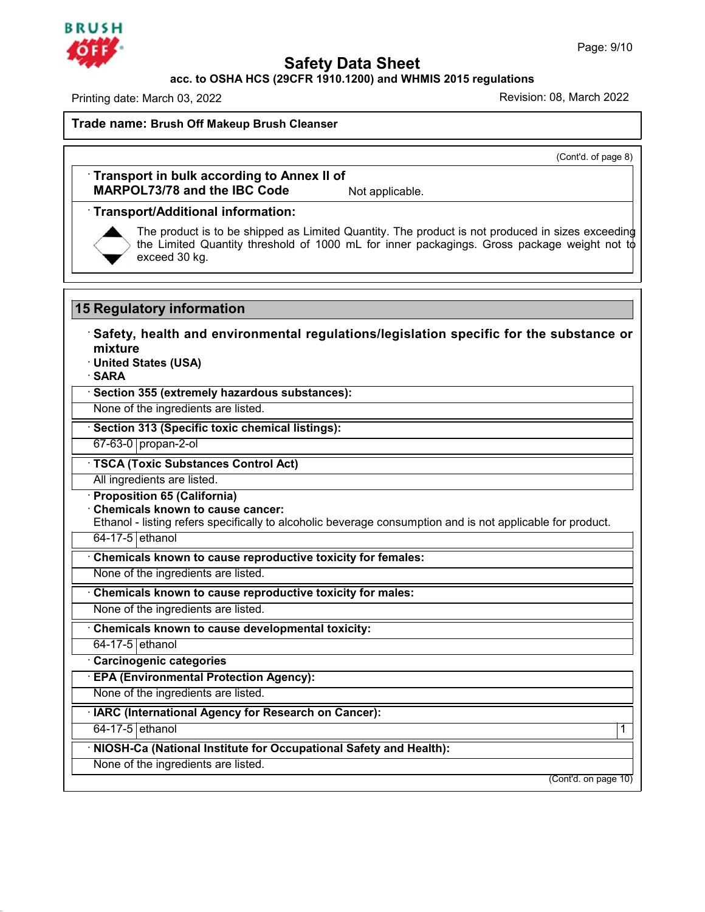**Trade name: Brush Off Makeup Brush Cleanser**

(Cont'd. of page 8)

- **Transport in bulk according to Annex II of MARPOL73/78 and the IBC Code** Not applicable.

- **Transport/Additional information:**

  The product is to be shipped as Limited Quantity. The product is not produced in sizes exceeding the Limited Quantity threshold of 1000 mL for inner packagings. Gross package weight not to exceed 30 kg.

## 15 Regulatory information

- **Safety, health and environmental regulations/legislation specific for the substance or mixture**
- **United States (USA)**
- **SARA**

- **Section 355 (extremely hazardous substances):**

  None of the ingredients are listed.

- **Section 313 (Specific toxic chemical listings):**

| | |
|---|---|
| 67-63-0 | propan-2-ol |

- **TSCA (Toxic Substances Control Act)**

  All ingredients are listed.

- **Proposition 65 (California)**
- **Chemicals known to cause cancer:**

  Ethanol - listing refers specifically to alcoholic beverage consumption and is not applicable for product.

| | |
|---|---|
| 64-17-5 | ethanol |

- **Chemicals known to cause reproductive toxicity for females:**

  None of the ingredients are listed.

- **Chemicals known to cause reproductive toxicity for males:**

  None of the ingredients are listed.

- **Chemicals known to cause developmental toxicity:**

| | |
|---|---|
| 64-17-5 | ethanol |

- **Carcinogenic categories**

- **EPA (Environmental Protection Agency):**

  None of the ingredients are listed.

- **IARC (International Agency for Research on Cancer):**

| | | |
|---|---|---|
| 64-17-5 | ethanol | 1 |

- **NIOSH-Ca (National Institute for Occupational Safety and Health):**

  None of the ingredients are listed.

(Cont'd. on page 10)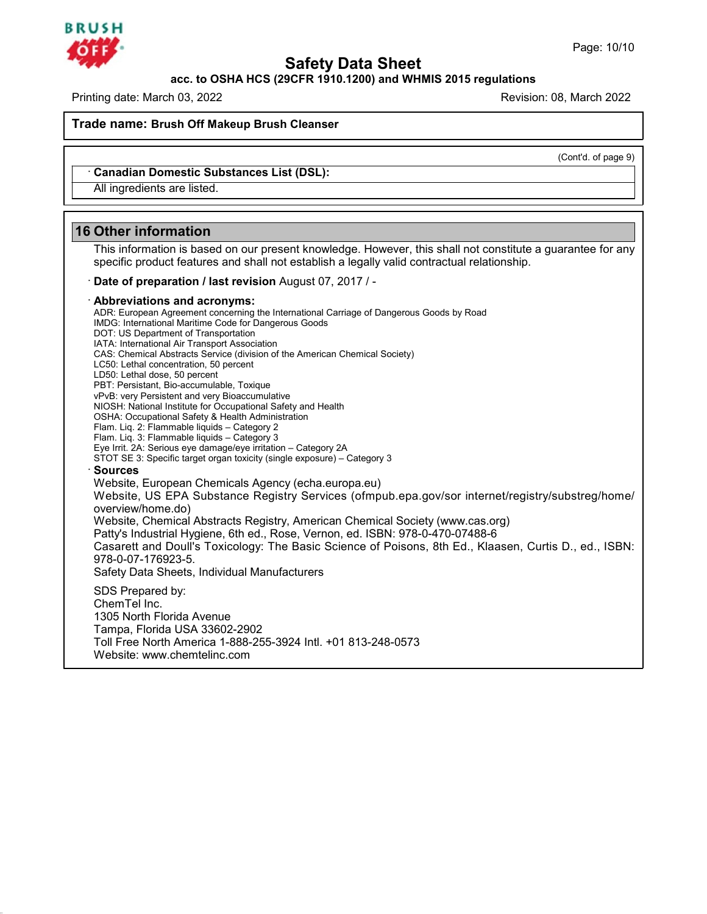**Trade name: Brush Off Makeup Brush Cleanser**

(Cont'd. of page 9)

· **Canadian Domestic Substances List (DSL):**
All ingredients are listed.

## 16 Other information

This information is based on our present knowledge. However, this shall not constitute a guarantee for any specific product features and shall not establish a legally valid contractual relationship.

· **Date of preparation / last revision** August 07, 2017 / -

· **Abbreviations and acronyms:**
ADR: European Agreement concerning the International Carriage of Dangerous Goods by Road
IMDG: International Maritime Code for Dangerous Goods
DOT: US Department of Transportation
IATA: International Air Transport Association
CAS: Chemical Abstracts Service (division of the American Chemical Society)
LC50: Lethal concentration, 50 percent
LD50: Lethal dose, 50 percent
PBT: Persistant, Bio-accumulable, Toxique
vPvB: very Persistent and very Bioaccumulative
NIOSH: National Institute for Occupational Safety and Health
OSHA: Occupational Safety & Health Administration
Flam. Liq. 2: Flammable liquids – Category 2
Flam. Liq. 3: Flammable liquids – Category 3
Eye Irrit. 2A: Serious eye damage/eye irritation – Category 2A
STOT SE 3: Specific target organ toxicity (single exposure) – Category 3

· **Sources**
Website, European Chemicals Agency (echa.europa.eu)
Website, US EPA Substance Registry Services (ofmpub.epa.gov/sor internet/registry/substreg/home/overview/home.do)
Website, Chemical Abstracts Registry, American Chemical Society (www.cas.org)
Patty's Industrial Hygiene, 6th ed., Rose, Vernon, ed. ISBN: 978-0-470-07488-6
Casarett and Doull's Toxicology: The Basic Science of Poisons, 8th Ed., Klaasen, Curtis D., ed., ISBN: 978-0-07-176923-5.
Safety Data Sheets, Individual Manufacturers

SDS Prepared by:
ChemTel Inc.
1305 North Florida Avenue
Tampa, Florida USA 33602-2902
Toll Free North America 1-888-255-3924 Intl. +01 813-248-0573
Website: www.chemtelinc.com